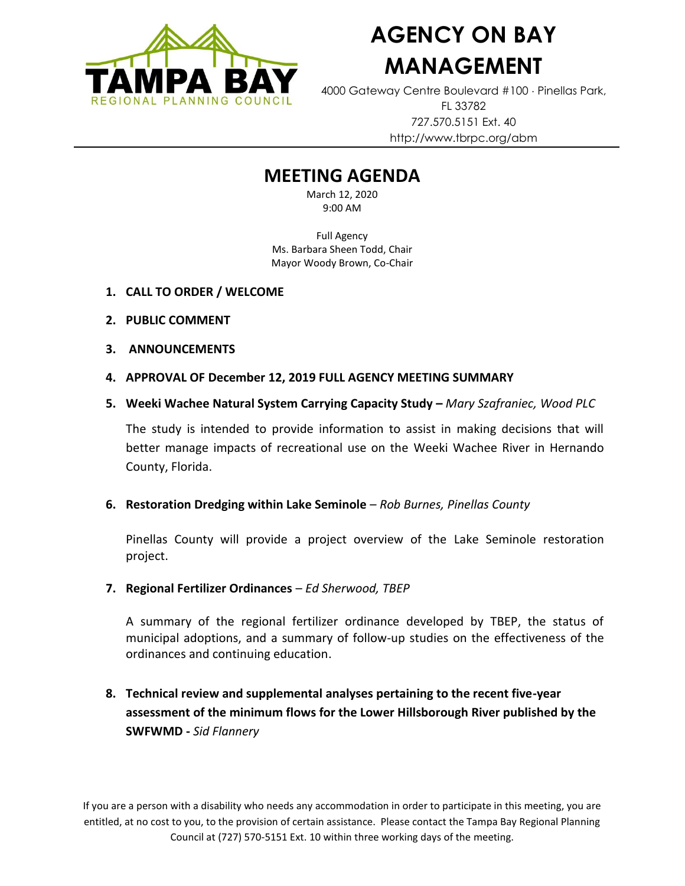# AGENCY ON BAY MANAGEMENT

4000 Gateway Centre Boulevard #100 · Pinellas Park, FL 33782
727.570.5151 Ext. 40
http://www.tbrpc.org/abm

## MEETING AGENDA

March 12, 2020
9:00 AM

Full Agency
Ms. Barbara Sheen Todd, Chair
Mayor Woody Brown, Co-Chair

1. **CALL TO ORDER / WELCOME**

2. **PUBLIC COMMENT**

3. **ANNOUNCEMENTS**

4. **APPROVAL OF December 12, 2019 FULL AGENCY MEETING SUMMARY**

5. **Weeki Wachee Natural System Carrying Capacity Study –** *Mary Szafraniec, Wood PLC*

   The study is intended to provide information to assist in making decisions that will better manage impacts of recreational use on the Weeki Wachee River in Hernando County, Florida.

6. **Restoration Dredging within Lake Seminole** – *Rob Burnes, Pinellas County*

   Pinellas County will provide a project overview of the Lake Seminole restoration project.

7. **Regional Fertilizer Ordinances** – *Ed Sherwood, TBEP*

   A summary of the regional fertilizer ordinance developed by TBEP, the status of municipal adoptions, and a summary of follow-up studies on the effectiveness of the ordinances and continuing education.

8. **Technical review and supplemental analyses pertaining to the recent five-year assessment of the minimum flows for the Lower Hillsborough River published by the SWFWMD -** *Sid Flannery*

If you are a person with a disability who needs any accommodation in order to participate in this meeting, you are entitled, at no cost to you, to the provision of certain assistance. Please contact the Tampa Bay Regional Planning Council at (727) 570-5151 Ext. 10 within three working days of the meeting.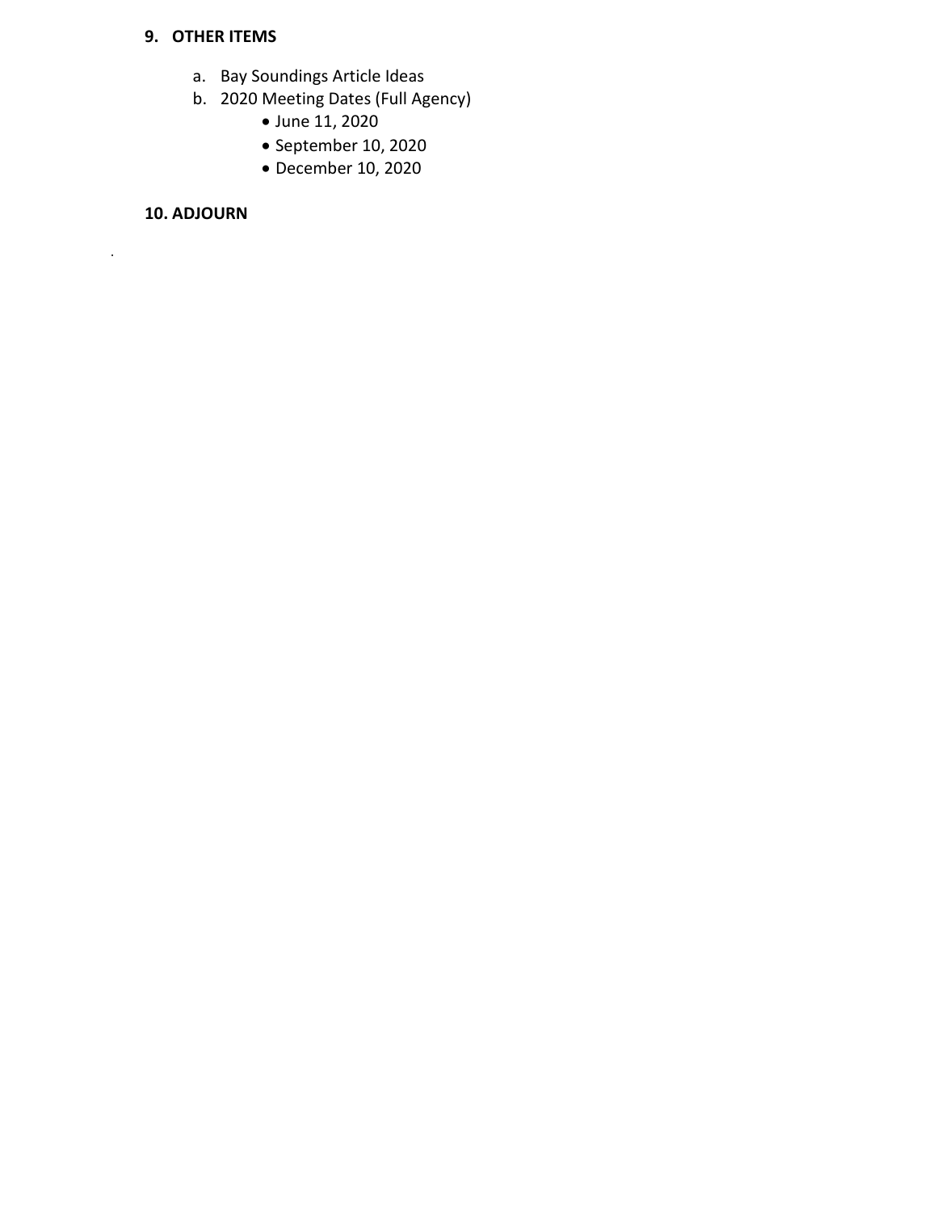**9. OTHER ITEMS**

a. Bay Soundings Article Ideas
b. 2020 Meeting Dates (Full Agency)
   - June 11, 2020
   - September 10, 2020
   - December 10, 2020

**10. ADJOURN**